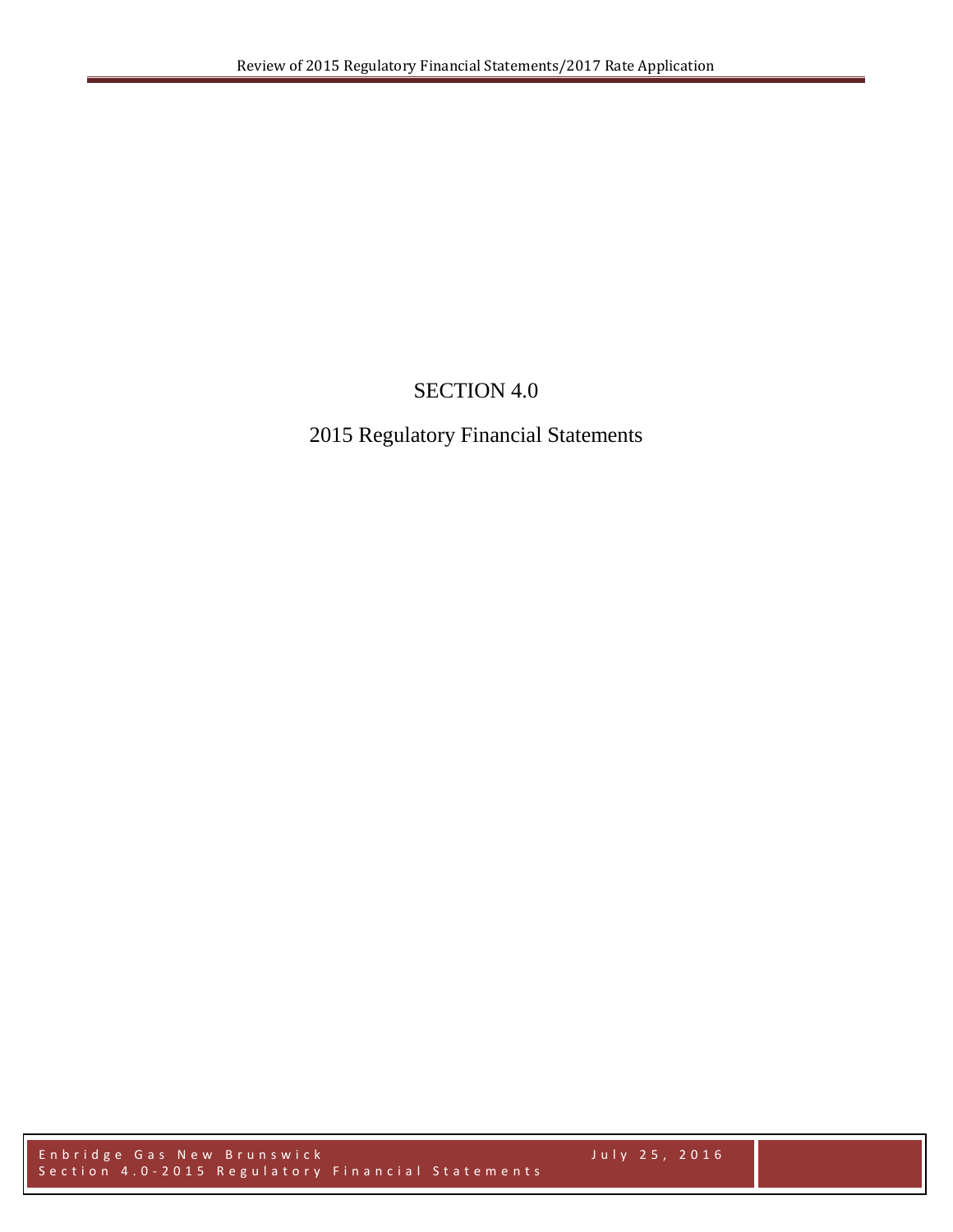# SECTION 4.0

## 2015 Regulatory Financial Statements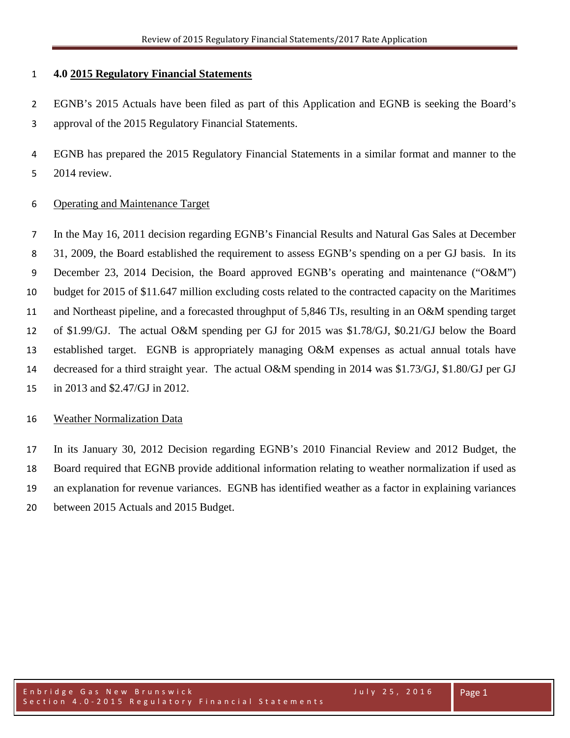# 4.0 2015 Regulatory Financial Statements

EGNB's 2015 Actuals have been filed as part of this Application and EGNB is seeking the Board's approval of the 2015 Regulatory Financial Statements.

EGNB has prepared the 2015 Regulatory Financial Statements in a similar format and manner to the 2014 review.

## Operating and Maintenance Target

In the May 16, 2011 decision regarding EGNB's Financial Results and Natural Gas Sales at December 31, 2009, the Board established the requirement to assess EGNB's spending on a per GJ basis. In its December 23, 2014 Decision, the Board approved EGNB's operating and maintenance ("O&M") budget for 2015 of $11.647 million excluding costs related to the contracted capacity on the Maritimes and Northeast pipeline, and a forecasted throughput of 5,846 TJs, resulting in an O&M spending target of $1.99/GJ. The actual O&M spending per GJ for 2015 was $1.78/GJ, $0.21/GJ below the Board established target. EGNB is appropriately managing O&M expenses as actual annual totals have decreased for a third straight year. The actual O&M spending in 2014 was $1.73/GJ, $1.80/GJ per GJ in 2013 and $2.47/GJ in 2012.

## Weather Normalization Data

In its January 30, 2012 Decision regarding EGNB's 2010 Financial Review and 2012 Budget, the Board required that EGNB provide additional information relating to weather normalization if used as an explanation for revenue variances. EGNB has identified weather as a factor in explaining variances between 2015 Actuals and 2015 Budget.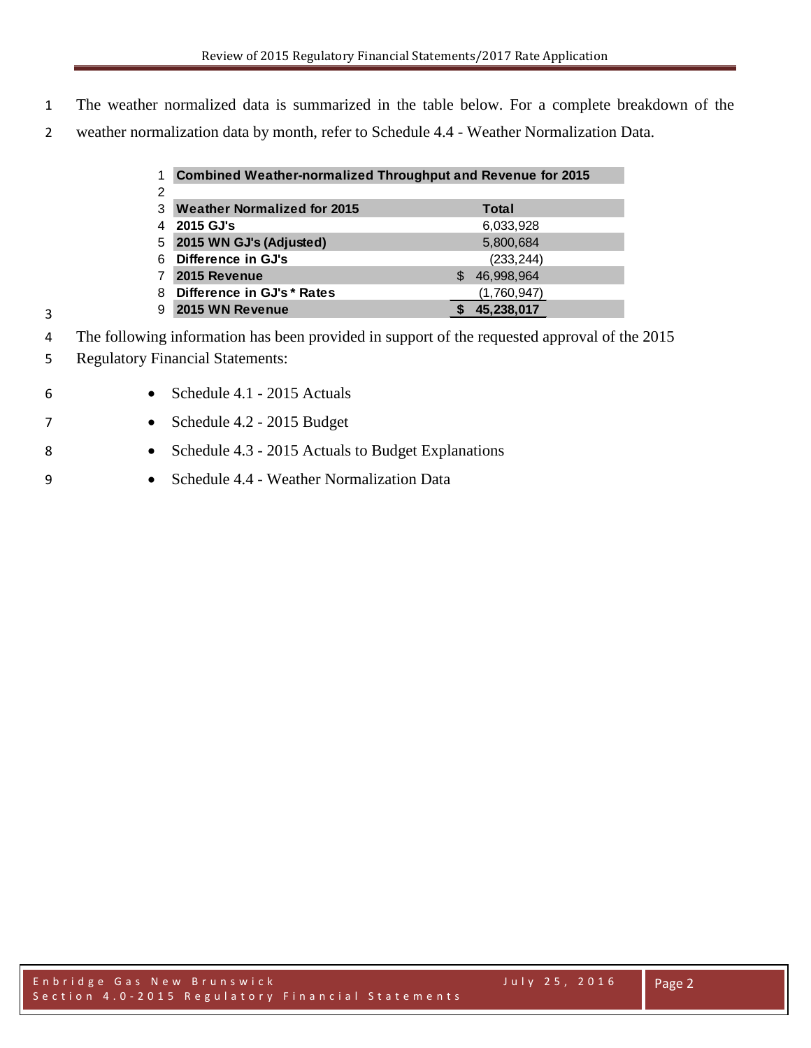The weather normalized data is summarized in the table below. For a complete breakdown of the weather normalization data by month, refer to Schedule 4.4 - Weather Normalization Data.

| | | |
|---|---|---|
| 1 | **Combined Weather-normalized Throughput and Revenue for 2015** | |
| 2 | | |
| 3 | **Weather Normalized for 2015** | **Total** |
| 4 | **2015 GJ's** | 6,033,928 |
| 5 | **2015 WN GJ's (Adjusted)** | 5,800,684 |
| 6 | **Difference in GJ's** | (233,244) |
| 7 | **2015 Revenue** | $ 46,998,964 |
| 8 | **Difference in GJ's * Rates** | (1,760,947) |
| 9 | **2015 WN Revenue** | **$ 45,238,017** |

The following information has been provided in support of the requested approval of the 2015 Regulatory Financial Statements:

- Schedule 4.1 - 2015 Actuals
- Schedule 4.2 - 2015 Budget
- Schedule 4.3 - 2015 Actuals to Budget Explanations
- Schedule 4.4 - Weather Normalization Data